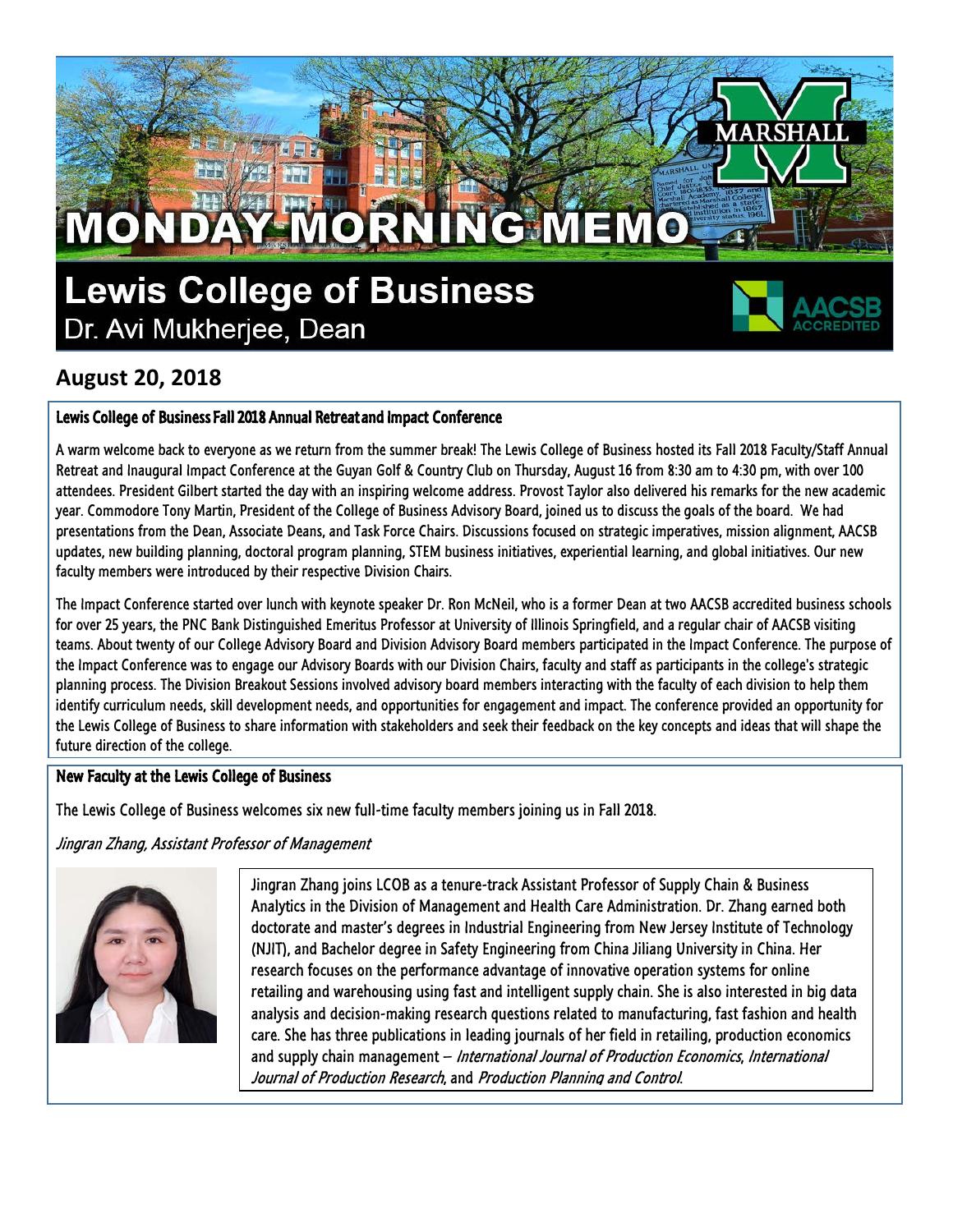# MONDAY MORNING MEMO

## Lewis College of Business

Dr. Avi Mukherjee, Dean

### August 20, 2018

#### Lewis College of Business Fall 2018 Annual Retreat and Impact Conference

A warm welcome back to everyone as we return from the summer break! The Lewis College of Business hosted its Fall 2018 Faculty/Staff Annual Retreat and Inaugural Impact Conference at the Guyan Golf & Country Club on Thursday, August 16 from 8:30 am to 4:30 pm, with over 100 attendees. President Gilbert started the day with an inspiring welcome address. Provost Taylor also delivered his remarks for the new academic year. Commodore Tony Martin, President of the College of Business Advisory Board, joined us to discuss the goals of the board. We had presentations from the Dean, Associate Deans, and Task Force Chairs. Discussions focused on strategic imperatives, mission alignment, AACSB updates, new building planning, doctoral program planning, STEM business initiatives, experiential learning, and global initiatives. Our new faculty members were introduced by their respective Division Chairs.

The Impact Conference started over lunch with keynote speaker Dr. Ron McNeil, who is a former Dean at two AACSB accredited business schools for over 25 years, the PNC Bank Distinguished Emeritus Professor at University of Illinois Springfield, and a regular chair of AACSB visiting teams. About twenty of our College Advisory Board and Division Advisory Board members participated in the Impact Conference. The purpose of the Impact Conference was to engage our Advisory Boards with our Division Chairs, faculty and staff as participants in the college's strategic planning process. The Division Breakout Sessions involved advisory board members interacting with the faculty of each division to help them identify curriculum needs, skill development needs, and opportunities for engagement and impact. The conference provided an opportunity for the Lewis College of Business to share information with stakeholders and seek their feedback on the key concepts and ideas that will shape the future direction of the college.

#### New Faculty at the Lewis College of Business

The Lewis College of Business welcomes six new full-time faculty members joining us in Fall 2018.

*Jingran Zhang, Assistant Professor of Management*

Jingran Zhang joins LCOB as a tenure-track Assistant Professor of Supply Chain & Business Analytics in the Division of Management and Health Care Administration. Dr. Zhang earned both doctorate and master's degrees in Industrial Engineering from New Jersey Institute of Technology (NJIT), and Bachelor degree in Safety Engineering from China Jiliang University in China. Her research focuses on the performance advantage of innovative operation systems for online retailing and warehousing using fast and intelligent supply chain. She is also interested in big data analysis and decision-making research questions related to manufacturing, fast fashion and health care. She has three publications in leading journals of her field in retailing, production economics and supply chain management – *International Journal of Production Economics*, *International Journal of Production Research*, and *Production Planning and Control*.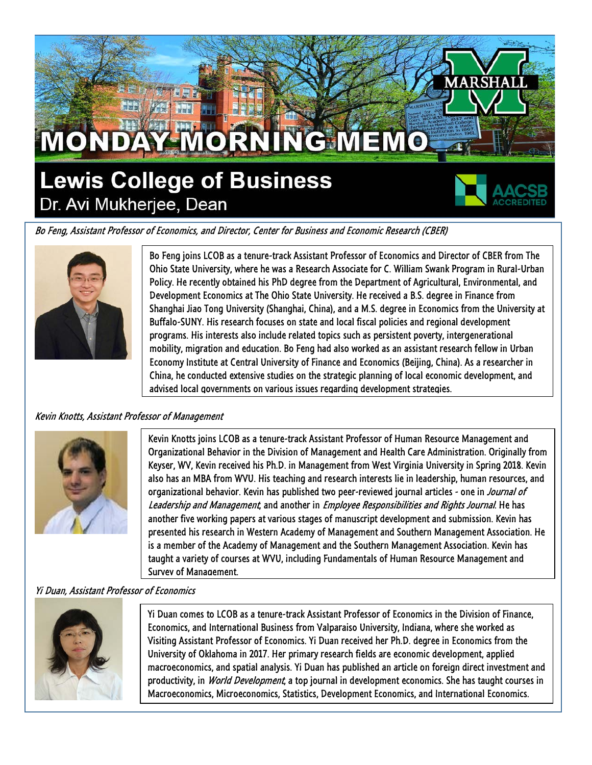# MONDAY MORNING MEMO

## Lewis College of Business

Dr. Avi Mukherjee, Dean

*Bo Feng, Assistant Professor of Economics, and Director, Center for Business and Economic Research (CBER)*

Bo Feng joins LCOB as a tenure-track Assistant Professor of Economics and Director of CBER from The Ohio State University, where he was a Research Associate for C. William Swank Program in Rural-Urban Policy. He recently obtained his PhD degree from the Department of Agricultural, Environmental, and Development Economics at The Ohio State University. He received a B.S. degree in Finance from Shanghai Jiao Tong University (Shanghai, China), and a M.S. degree in Economics from the University at Buffalo-SUNY. His research focuses on state and local fiscal policies and regional development programs. His interests also include related topics such as persistent poverty, intergenerational mobility, migration and education. Bo Feng had also worked as an assistant research fellow in Urban Economy Institute at Central University of Finance and Economics (Beijing, China). As a researcher in China, he conducted extensive studies on the strategic planning of local economic development, and advised local governments on various issues regarding development strategies.

*Kevin Knotts, Assistant Professor of Management*

Kevin Knotts joins LCOB as a tenure-track Assistant Professor of Human Resource Management and Organizational Behavior in the Division of Management and Health Care Administration. Originally from Keyser, WV, Kevin received his Ph.D. in Management from West Virginia University in Spring 2018. Kevin also has an MBA from WVU. His teaching and research interests lie in leadership, human resources, and organizational behavior. Kevin has published two peer-reviewed journal articles - one in *Journal of Leadership and Management*, and another in *Employee Responsibilities and Rights Journal*. He has another five working papers at various stages of manuscript development and submission. Kevin has presented his research in Western Academy of Management and Southern Management Association. He is a member of the Academy of Management and the Southern Management Association. Kevin has taught a variety of courses at WVU, including Fundamentals of Human Resource Management and Survey of Management.

*Yi Duan, Assistant Professor of Economics*

Yi Duan comes to LCOB as a tenure-track Assistant Professor of Economics in the Division of Finance, Economics, and International Business from Valparaiso University, Indiana, where she worked as Visiting Assistant Professor of Economics. Yi Duan received her Ph.D. degree in Economics from the University of Oklahoma in 2017. Her primary research fields are economic development, applied macroeconomics, and spatial analysis. Yi Duan has published an article on foreign direct investment and productivity, in *World Development*, a top journal in development economics. She has taught courses in Macroeconomics, Microeconomics, Statistics, Development Economics, and International Economics.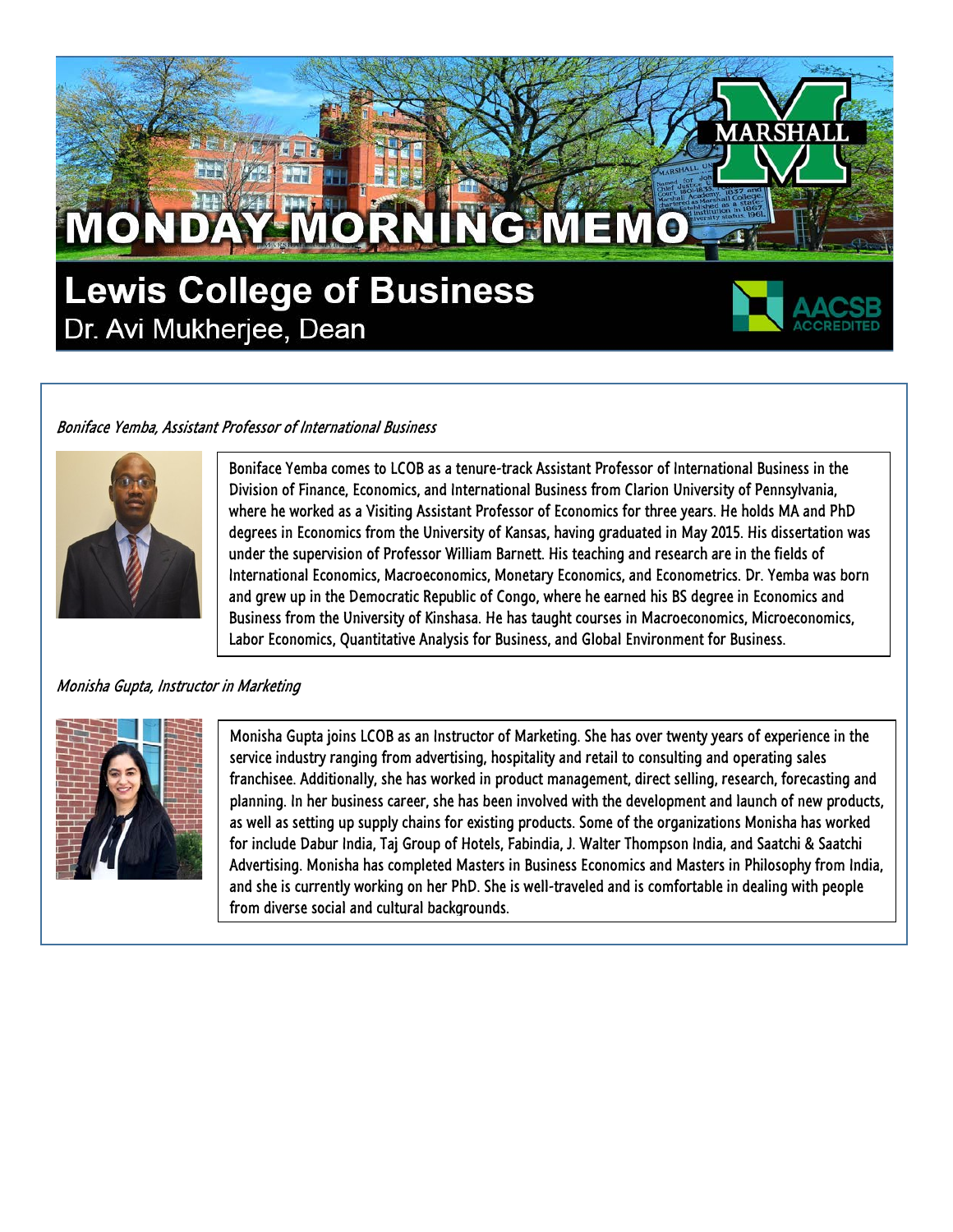# MONDAY MORNING MEMO

## Lewis College of Business

Dr. Avi Mukherjee, Dean

*Boniface Yemba, Assistant Professor of International Business*

Boniface Yemba comes to LCOB as a tenure-track Assistant Professor of International Business in the Division of Finance, Economics, and International Business from Clarion University of Pennsylvania, where he worked as a Visiting Assistant Professor of Economics for three years. He holds MA and PhD degrees in Economics from the University of Kansas, having graduated in May 2015. His dissertation was under the supervision of Professor William Barnett. His teaching and research are in the fields of International Economics, Macroeconomics, Monetary Economics, and Econometrics. Dr. Yemba was born and grew up in the Democratic Republic of Congo, where he earned his BS degree in Economics and Business from the University of Kinshasa. He has taught courses in Macroeconomics, Microeconomics, Labor Economics, Quantitative Analysis for Business, and Global Environment for Business.

*Monisha Gupta, Instructor in Marketing*

Monisha Gupta joins LCOB as an Instructor of Marketing. She has over twenty years of experience in the service industry ranging from advertising, hospitality and retail to consulting and operating sales franchisee. Additionally, she has worked in product management, direct selling, research, forecasting and planning. In her business career, she has been involved with the development and launch of new products, as well as setting up supply chains for existing products. Some of the organizations Monisha has worked for include Dabur India, Taj Group of Hotels, Fabindia, J. Walter Thompson India, and Saatchi & Saatchi Advertising. Monisha has completed Masters in Business Economics and Masters in Philosophy from India, and she is currently working on her PhD. She is well-traveled and is comfortable in dealing with people from diverse social and cultural backgrounds.